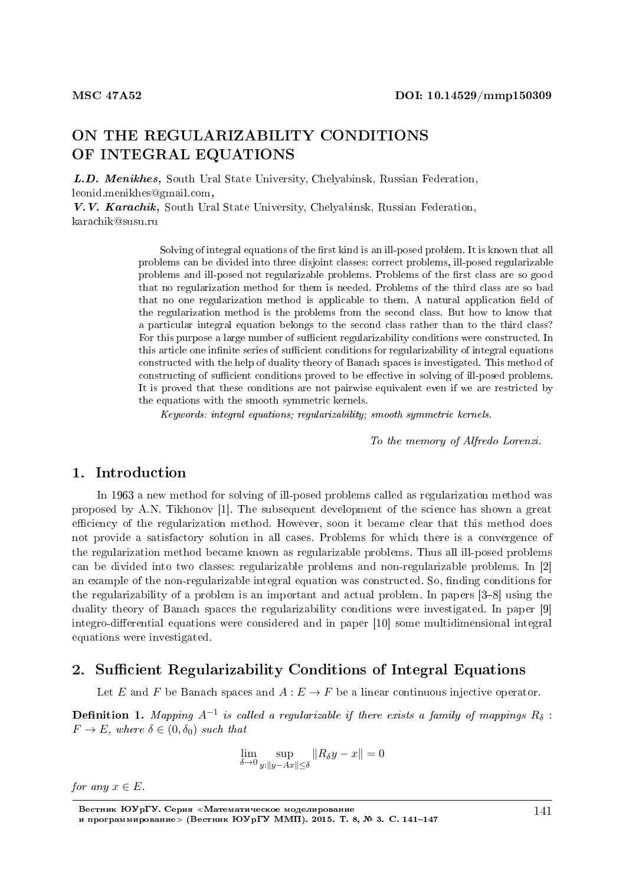MSC 47A52

DOI: 10.14529/mmp150309

# ON THE REGULARIZABILITY CONDITIONS OF INTEGRAL EQUATIONS

***L.D. Menikhes,*** South Ural State University, Chelyabinsk, Russian Federation, leonid.menikhes@gmail.com,

***V.V. Karachik,*** South Ural State University, Chelyabinsk, Russian Federation, karachik@susu.ru

Solving of integral equations of the first kind is an ill-posed problem. It is known that all problems can be divided into three disjoint classes: correct problems, ill-posed regularizable problems and ill-posed not regularizable problems. Problems of the first class are so good that no regularization method for them is needed. Problems of the third class are so bad that no one regularization method is applicable to them. A natural application field of the regularization method is the problems from the second class. But how to know that a particular integral equation belongs to the second class rather than to the third class? For this purpose a large number of sufficient regularizability conditions were constructed. In this article one infinite series of sufficient conditions for regularizability of integral equations constructed with the help of duality theory of Banach spaces is investigated. This method of constructing of sufficient conditions proved to be effective in solving of ill-posed problems. It is proved that these conditions are not pairwise equivalent even if we are restricted by the equations with the smooth symmetric kernels.

*Keywords: integral equations; regularizability; smooth symmetric kernels.*

*To the memory of Alfredo Lorenzi.*

## 1. Introduction

In 1963 a new method for solving of ill-posed problems called as regularization method was proposed by A.N. Tikhonov [1]. The subsequent development of the science has shown a great efficiency of the regularization method. However, soon it became clear that this method does not provide a satisfactory solution in all cases. Problems for which there is a convergence of the regularization method became known as regularizable problems. Thus all ill-posed problems can be divided into two classes: regularizable problems and non-regularizable problems. In [2] an example of the non-regularizable integral equation was constructed. So, finding conditions for the regularizability of a problem is an important and actual problem. In papers [3–8] using the duality theory of Banach spaces the regularizability conditions were investigated. In paper [9] integro-differential equations were considered and in paper [10] some multidimensional integral equations were investigated.

## 2. Sufficient Regularizability Conditions of Integral Equations

Let $E$ and $F$ be Banach spaces and $A : E \to F$ be a linear continuous injective operator.

**Definition 1.** *Mapping $A^{-1}$ is called a regularizable if there exists a family of mappings $R_\delta : F \to E$, where $\delta \in (0, \delta_0)$ such that*

$$\lim_{\delta \to 0} \sup_{y : \|y - Ax\| \le \delta} \|R_\delta y - x\| = 0$$

*for any $x \in E$.*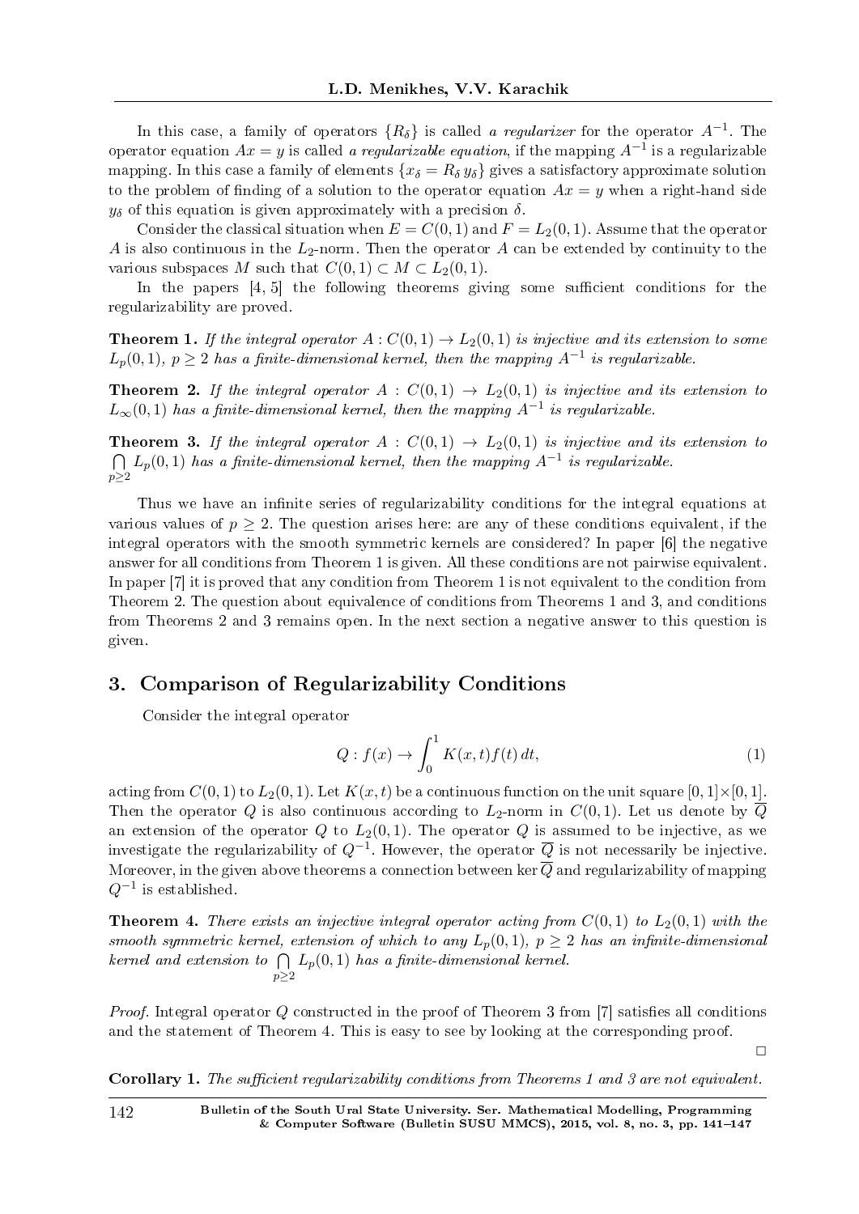In this case, a family of operators $\{R_\delta\}$ is called *a regularizer* for the operator $A^{-1}$. The operator equation $Ax = y$ is called *a regularizable equation*, if the mapping $A^{-1}$ is a regularizable mapping. In this case a family of elements $\{x_\delta = R_\delta\, y_\delta\}$ gives a satisfactory approximate solution to the problem of finding of a solution to the operator equation $Ax = y$ when a right-hand side $y_\delta$ of this equation is given approximately with a precision $\delta$.

Consider the classical situation when $E = C(0,1)$ and $F = L_2(0,1)$. Assume that the operator $A$ is also continuous in the $L_2$-norm. Then the operator $A$ can be extended by continuity to the various subspaces $M$ such that $C(0,1) \subset M \subset L_2(0,1)$.

In the papers [4, 5] the following theorems giving some sufficient conditions for the regularizability are proved.

**Theorem 1.** *If the integral operator $A : C(0,1) \to L_2(0,1)$ is injective and its extension to some $L_p(0,1)$, $p \geq 2$ has a finite-dimensional kernel, then the mapping $A^{-1}$ is regularizable.*

**Theorem 2.** *If the integral operator $A : C(0,1) \to L_2(0,1)$ is injective and its extension to $L_\infty(0,1)$ has a finite-dimensional kernel, then the mapping $A^{-1}$ is regularizable.*

**Theorem 3.** *If the integral operator $A : C(0,1) \to L_2(0,1)$ is injective and its extension to $\bigcap\limits_{p\geq 2} L_p(0,1)$ has a finite-dimensional kernel, then the mapping $A^{-1}$ is regularizable.*

Thus we have an infinite series of regularizability conditions for the integral equations at various values of $p \geq 2$. The question arises here: are any of these conditions equivalent, if the integral operators with the smooth symmetric kernels are considered? In paper [6] the negative answer for all conditions from Theorem 1 is given. All these conditions are not pairwise equivalent. In paper [7] it is proved that any condition from Theorem 1 is not equivalent to the condition from Theorem 2. The question about equivalence of conditions from Theorems 1 and 3, and conditions from Theorems 2 and 3 remains open. In the next section a negative answer to this question is given.

## 3. Comparison of Regularizability Conditions

Consider the integral operator

$$Q : f(x) \to \int_0^1 K(x,t) f(t)\, dt, \tag{1}$$

acting from $C(0,1)$ to $L_2(0,1)$. Let $K(x,t)$ be a continuous function on the unit square $[0,1]\times[0,1]$. Then the operator $Q$ is also continuous according to $L_2$-norm in $C(0,1)$. Let us denote by $\overline{Q}$ an extension of the operator $Q$ to $L_2(0,1)$. The operator $Q$ is assumed to be injective, as we investigate the regularizability of $Q^{-1}$. However, the operator $\overline{Q}$ is not necessarily be injective. Moreover, in the given above theorems a connection between $\ker \overline{Q}$ and regularizability of mapping $Q^{-1}$ is established.

**Theorem 4.** *There exists an injective integral operator acting from $C(0,1)$ to $L_2(0,1)$ with the smooth symmetric kernel, extension of which to any $L_p(0,1)$, $p \geq 2$ has an infinite-dimensional kernel and extension to $\bigcap\limits_{p\geq 2} L_p(0,1)$ has a finite-dimensional kernel.*

*Proof.* Integral operator $Q$ constructed in the proof of Theorem 3 from [7] satisfies all conditions and the statement of Theorem 4. This is easy to see by looking at the corresponding proof.

□

**Corollary 1.** *The sufficient regularizability conditions from Theorems 1 and 3 are not equivalent.*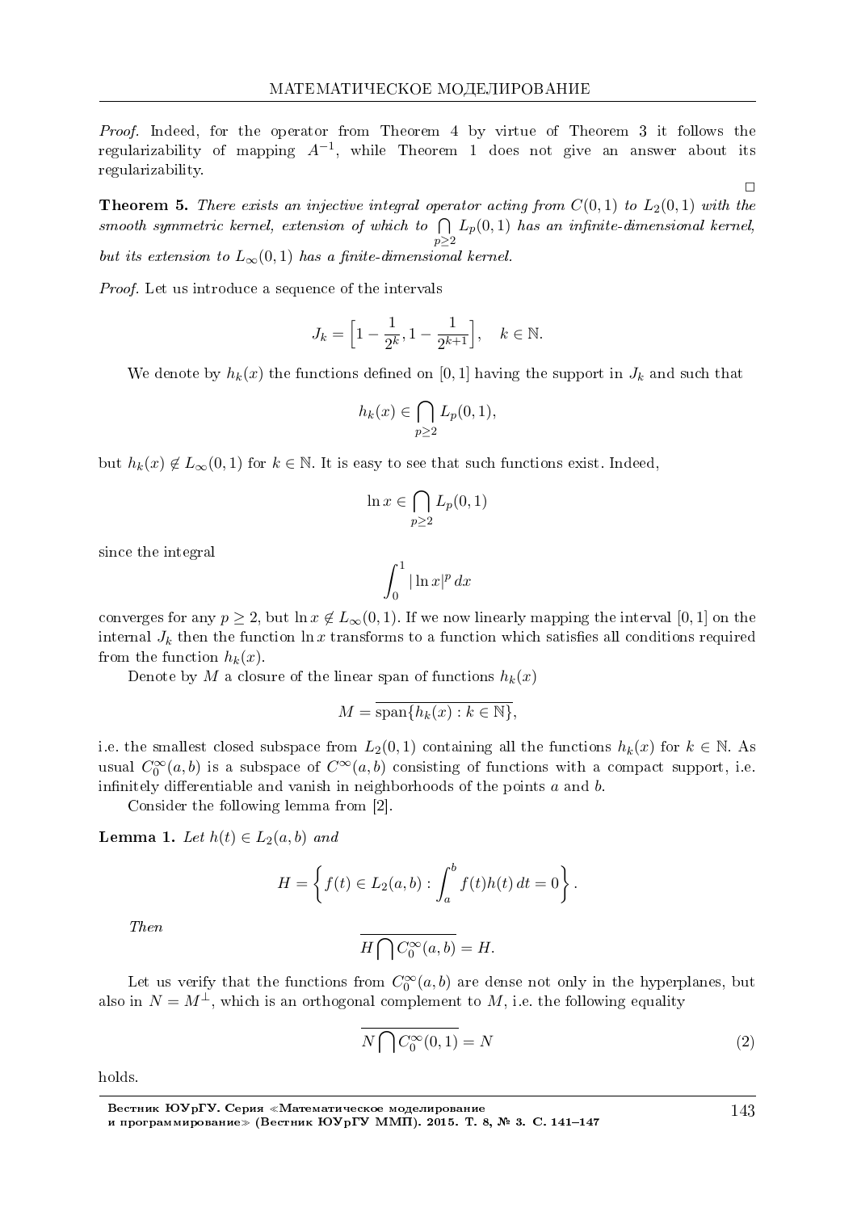*Proof.* Indeed, for the operator from Theorem 4 by virtue of Theorem 3 it follows the regularizability of mapping $A^{-1}$, while Theorem 1 does not give an answer about its regularizability.

□

**Theorem 5.** *There exists an injective integral operator acting from $C(0,1)$ to $L_2(0,1)$ with the smooth symmetric kernel, extension of which to $\bigcap\limits_{p\geq 2} L_p(0,1)$ has an infinite-dimensional kernel, but its extension to $L_\infty(0,1)$ has a finite-dimensional kernel.*

*Proof.* Let us introduce a sequence of the intervals

$$J_k = \left[1 - \frac{1}{2^k}, 1 - \frac{1}{2^{k+1}}\right], \quad k \in \mathbb{N}.$$

We denote by $h_k(x)$ the functions defined on $[0,1]$ having the support in $J_k$ and such that

$$h_k(x) \in \bigcap_{p\geq 2} L_p(0,1),$$

but $h_k(x) \notin L_\infty(0,1)$ for $k \in \mathbb{N}$. It is easy to see that such functions exist. Indeed,

$$\ln x \in \bigcap_{p\geq 2} L_p(0,1)$$

since the integral

$$\int_0^1 |\ln x|^p \, dx$$

converges for any $p \geq 2$, but $\ln x \notin L_\infty(0,1)$. If we now linearly mapping the interval $[0,1]$ on the internal $J_k$ then the function $\ln x$ transforms to a function which satisfies all conditions required from the function $h_k(x)$.

Denote by $M$ a closure of the linear span of functions $h_k(x)$

$$M = \overline{\operatorname{span}\{h_k(x) : k \in \mathbb{N}\}},$$

i.e. the smallest closed subspace from $L_2(0,1)$ containing all the functions $h_k(x)$ for $k \in \mathbb{N}$. As usual $C_0^\infty(a,b)$ is a subspace of $C^\infty(a,b)$ consisting of functions with a compact support, i.e. infinitely differentiable and vanish in neighborhoods of the points $a$ and $b$.

Consider the following lemma from [2].

**Lemma 1.** *Let $h(t) \in L_2(a,b)$ and*

$$H = \left\{ f(t) \in L_2(a,b) : \int_a^b f(t)h(t)\,dt = 0 \right\}.$$

*Then*

$$\overline{H \bigcap C_0^\infty(a,b)} = H.$$

Let us verify that the functions from $C_0^\infty(a,b)$ are dense not only in the hyperplanes, but also in $N = M^\perp$, which is an orthogonal complement to $M$, i.e. the following equality

$$\overline{N \bigcap C_0^\infty(0,1)} = N \tag{2}$$

holds.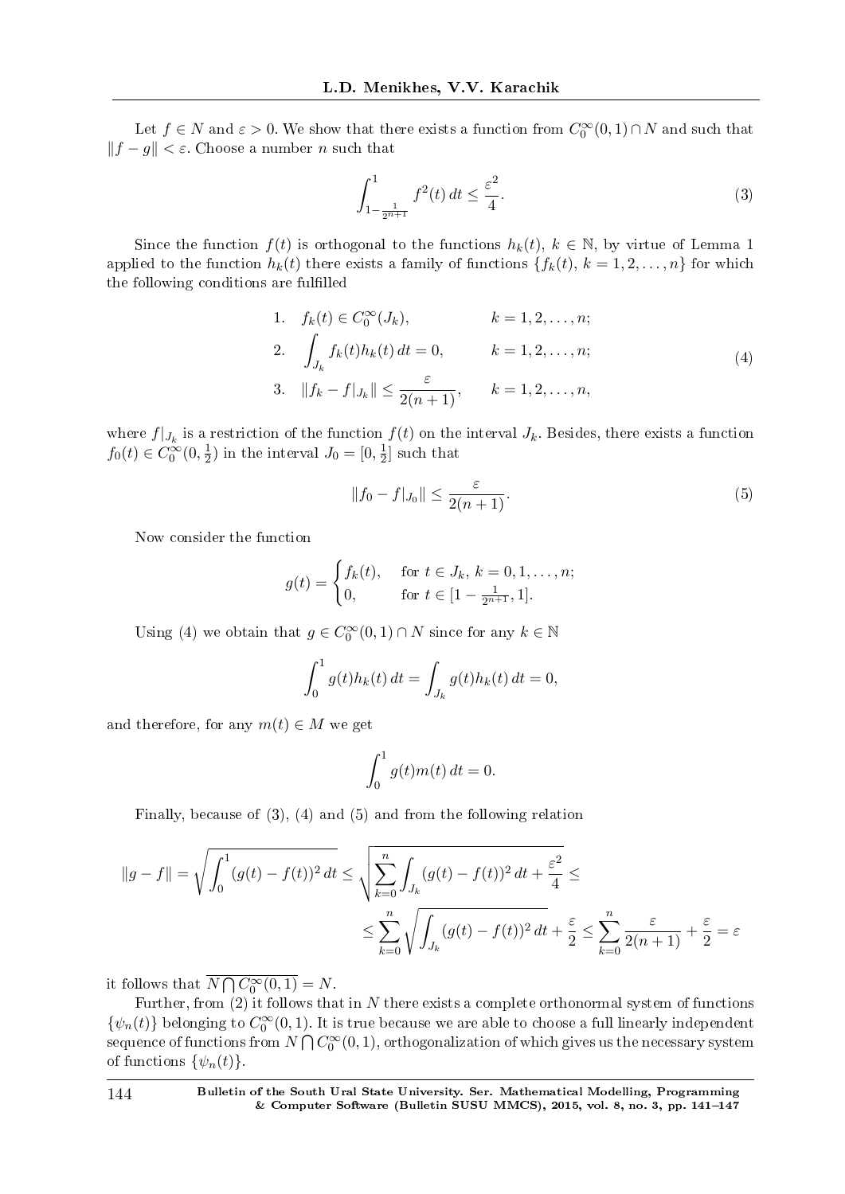Let $f \in N$ and $\varepsilon > 0$. We show that there exists a function from $C_0^\infty(0,1) \cap N$ and such that $\|f - g\| < \varepsilon$. Choose a number $n$ such that

$$\int_{1-\frac{1}{2^{n+1}}}^{1} f^2(t)\,dt \leq \frac{\varepsilon^2}{4}. \tag{3}$$

Since the function $f(t)$ is orthogonal to the functions $h_k(t)$, $k \in \mathbb{N}$, by virtue of Lemma 1 applied to the function $h_k(t)$ there exists a family of functions $\{f_k(t),\ k = 1, 2, \ldots, n\}$ for which the following conditions are fulfilled

$$\begin{aligned}
&1.\quad f_k(t) \in C_0^\infty(J_k), && k = 1, 2, \ldots, n;\\
&2.\quad \int_{J_k} f_k(t) h_k(t)\,dt = 0, && k = 1, 2, \ldots, n;\\
&3.\quad \|f_k - f|_{J_k}\| \leq \frac{\varepsilon}{2(n+1)}, && k = 1, 2, \ldots, n,
\end{aligned} \tag{4}$$

where $f|_{J_k}$ is a restriction of the function $f(t)$ on the interval $J_k$. Besides, there exists a function $f_0(t) \in C_0^\infty(0, \frac{1}{2})$ in the interval $J_0 = [0, \frac{1}{2}]$ such that

$$\|f_0 - f|_{J_0}\| \leq \frac{\varepsilon}{2(n+1)}. \tag{5}$$

Now consider the function

$$g(t) = \begin{cases} f_k(t), & \text{for } t \in J_k,\ k = 0, 1, \ldots, n;\\ 0, & \text{for } t \in [1 - \frac{1}{2^{n+1}}, 1]. \end{cases}$$

Using (4) we obtain that $g \in C_0^\infty(0,1) \cap N$ since for any $k \in \mathbb{N}$

$$\int_0^1 g(t) h_k(t)\,dt = \int_{J_k} g(t) h_k(t)\,dt = 0,$$

and therefore, for any $m(t) \in M$ we get

$$\int_0^1 g(t) m(t)\,dt = 0.$$

Finally, because of (3), (4) and (5) and from the following relation

$$\|g - f\| = \sqrt{\int_0^1 (g(t) - f(t))^2\,dt} \leq \sqrt{\sum_{k=0}^{n} \int_{J_k} (g(t) - f(t))^2\,dt + \frac{\varepsilon^2}{4}} \leq$$

$$\leq \sum_{k=0}^{n} \sqrt{\int_{J_k} (g(t) - f(t))^2\,dt} + \frac{\varepsilon}{2} \leq \sum_{k=0}^{n} \frac{\varepsilon}{2(n+1)} + \frac{\varepsilon}{2} = \varepsilon$$

it follows that $\overline{N \bigcap C_0^\infty(0,1)} = N$.

Further, from (2) it follows that in $N$ there exists a complete orthonormal system of functions $\{\psi_n(t)\}$ belonging to $C_0^\infty(0,1)$. It is true because we are able to choose a full linearly independent sequence of functions from $N \bigcap C_0^\infty(0,1)$, orthogonalization of which gives us the necessary system of functions $\{\psi_n(t)\}$.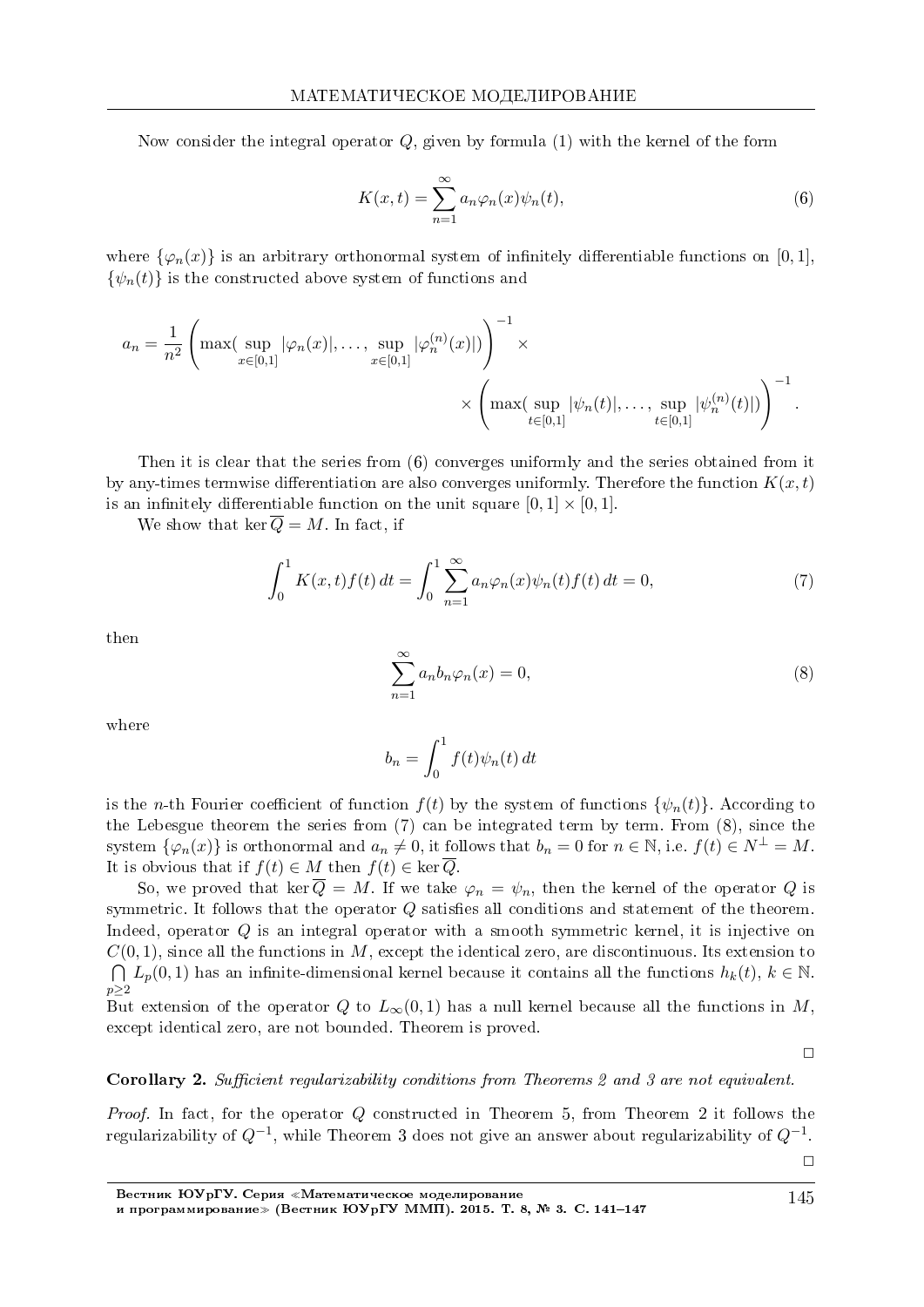Now consider the integral operator $Q$, given by formula (1) with the kernel of the form

$$K(x,t) = \sum_{n=1}^{\infty} a_n \varphi_n(x) \psi_n(t), \tag{6}$$

where $\{\varphi_n(x)\}$ is an arbitrary orthonormal system of infinitely differentiable functions on $[0,1]$, $\{\psi_n(t)\}$ is the constructed above system of functions and

$$a_n = \frac{1}{n^2} \left( \max( \sup_{x \in [0,1]} |\varphi_n(x)|, \ldots, \sup_{x \in [0,1]} |\varphi_n^{(n)}(x)|) \right)^{-1} \times \\ \times \left( \max( \sup_{t \in [0,1]} |\psi_n(t)|, \ldots, \sup_{t \in [0,1]} |\psi_n^{(n)}(t)|) \right)^{-1}.$$

Then it is clear that the series from (6) converges uniformly and the series obtained from it by any-times termwise differentiation are also converges uniformly. Therefore the function $K(x,t)$ is an infinitely differentiable function on the unit square $[0,1] \times [0,1]$.

We show that $\ker \overline{Q} = M$. In fact, if

$$\int_0^1 K(x,t) f(t)\, dt = \int_0^1 \sum_{n=1}^{\infty} a_n \varphi_n(x) \psi_n(t) f(t)\, dt = 0, \tag{7}$$

then

$$\sum_{n=1}^{\infty} a_n b_n \varphi_n(x) = 0, \tag{8}$$

where

$$b_n = \int_0^1 f(t) \psi_n(t)\, dt$$

is the $n$-th Fourier coefficient of function $f(t)$ by the system of functions $\{\psi_n(t)\}$. According to the Lebesgue theorem the series from (7) can be integrated term by term. From (8), since the system $\{\varphi_n(x)\}$ is orthonormal and $a_n \neq 0$, it follows that $b_n = 0$ for $n \in \mathbb{N}$, i.e. $f(t) \in N^{\perp} = M$. It is obvious that if $f(t) \in M$ then $f(t) \in \ker \overline{Q}$.

So, we proved that $\ker \overline{Q} = M$. If we take $\varphi_n = \psi_n$, then the kernel of the operator $Q$ is symmetric. It follows that the operator $Q$ satisfies all conditions and statement of the theorem. Indeed, operator $Q$ is an integral operator with a smooth symmetric kernel, it is injective on $C(0,1)$, since all the functions in $M$, except the identical zero, are discontinuous. Its extension to $\bigcap\limits_{p \geq 2} L_p(0,1)$ has an infinite-dimensional kernel because it contains all the functions $h_k(t)$, $k \in \mathbb{N}$. But extension of the operator $Q$ to $L_\infty(0,1)$ has a null kernel because all the functions in $M$, except identical zero, are not bounded. Theorem is proved.

□

**Corollary 2.** *Sufficient regularizability conditions from Theorems 2 and 3 are not equivalent.*

*Proof.* In fact, for the operator $Q$ constructed in Theorem 5, from Theorem 2 it follows the regularizability of $Q^{-1}$, while Theorem 3 does not give an answer about regularizability of $Q^{-1}$.

□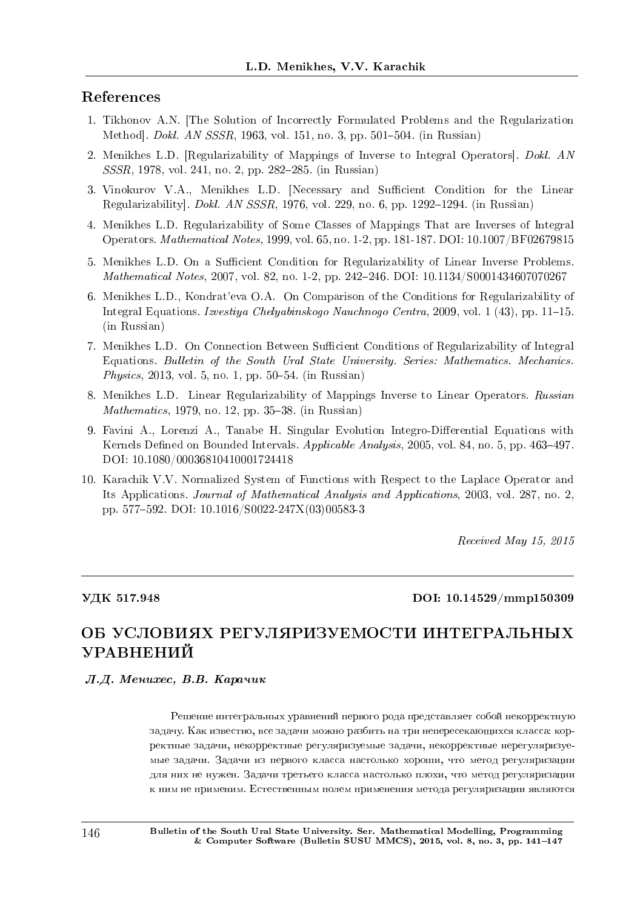## References

1. Tikhonov A.N. [The Solution of Incorrectly Formulated Problems and the Regularization Method]. *Dokl. AN SSSR*, 1963, vol. 151, no. 3, pp. 501–504. (in Russian)

2. Menikhes L.D. [Regularizability of Mappings of Inverse to Integral Operators]. *Dokl. AN SSSR*, 1978, vol. 241, no. 2, pp. 282–285. (in Russian)

3. Vinokurov V.A., Menikhes L.D. [Necessary and Sufficient Condition for the Linear Regularizability]. *Dokl. AN SSSR*, 1976, vol. 229, no. 6, pp. 1292–1294. (in Russian)

4. Menikhes L.D. Regularizability of Some Classes of Mappings That are Inverses of Integral Operators. *Mathematical Notes*, 1999, vol. 65, no. 1-2, pp. 181-187. DOI: 10.1007/BF02679815

5. Menikhes L.D. On a Sufficient Condition for Regularizability of Linear Inverse Problems. *Mathematical Notes*, 2007, vol. 82, no. 1-2, pp. 242–246. DOI: 10.1134/S0001434607070267

6. Menikhes L.D., Kondrat'eva O.A. On Comparison of the Conditions for Regularizability of Integral Equations. *Izvestiya Chelyabinskogo Nauchnogo Centra*, 2009, vol. 1 (43), pp. 11–15. (in Russian)

7. Menikhes L.D. On Connection Between Sufficient Conditions of Regularizability of Integral Equations. *Bulletin of the South Ural State University. Series: Mathematics. Mechanics. Physics*, 2013, vol. 5, no. 1, pp. 50–54. (in Russian)

8. Menikhes L.D. Linear Regularizability of Mappings Inverse to Linear Operators. *Russian Mathematics*, 1979, no. 12, pp. 35–38. (in Russian)

9. Favini A., Lorenzi A., Tanabe H. Singular Evolution Integro-Differential Equations with Kernels Defined on Bounded Intervals. *Applicable Analysis*, 2005, vol. 84, no. 5, pp. 463–497. DOI: 10.1080/00036810410001724418

10. Karachik V.V. Normalized System of Functions with Respect to the Laplace Operator and Its Applications. *Journal of Mathematical Analysis and Applications*, 2003, vol. 287, no. 2, pp. 577–592. DOI: 10.1016/S0022-247X(03)00583-3

*Received May 15, 2015*

---

**УДК 517.948** **DOI: 10.14529/mmp150309**

# ОБ УСЛОВИЯХ РЕГУЛЯРИЗУЕМОСТИ ИНТЕГРАЛЬНЫХ УРАВНЕНИЙ

***Л.Д. Менихес, В.В. Карачик***

Решение интегральных уравнений первого рода представляет собой некорректную задачу. Как известно, все задачи можно разбить на три непересекающихся класса: корректные задачи, некорректные регуляризуемые задачи, некорректные нерегуляризуемые задачи. Задачи из первого класса настолько хороши, что метод регуляризации для них не нужен. Задачи третьего класса настолько плохи, что метод регуляризации к ним не применим. Естественным полем применения метода регуляризации являются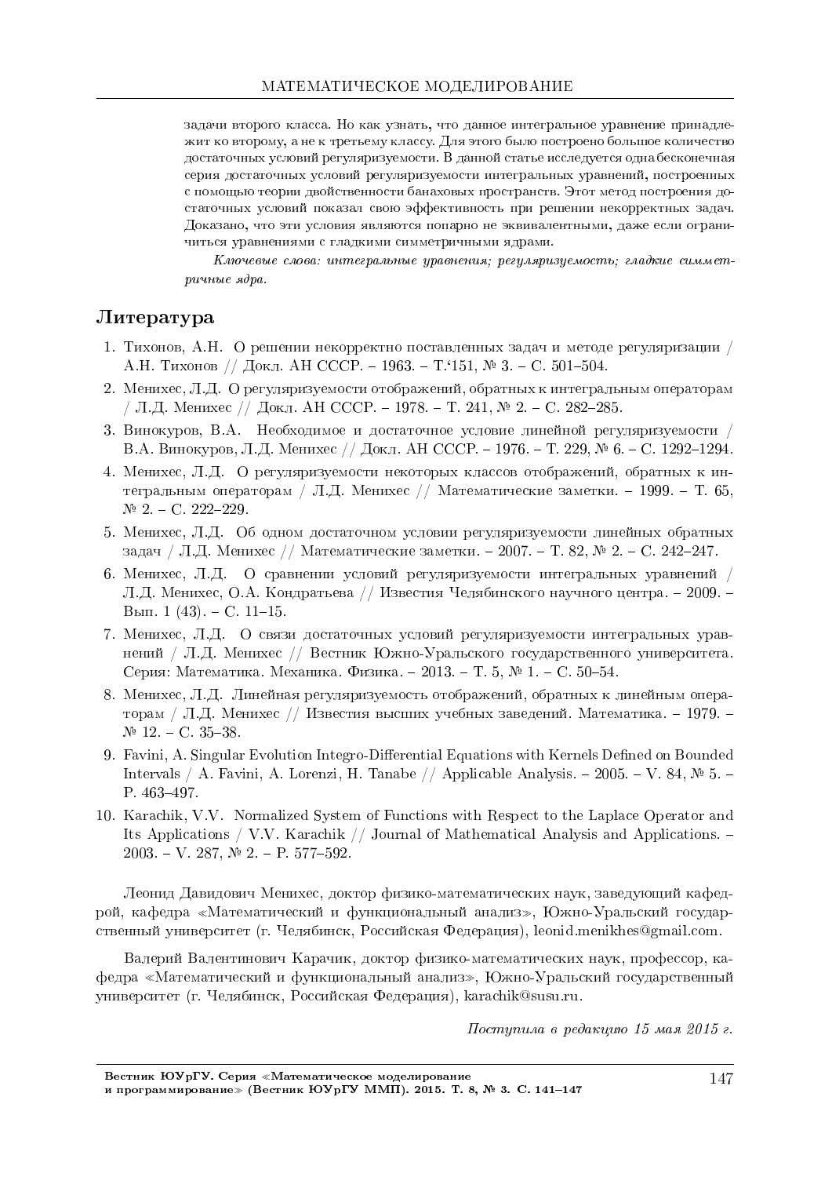задачи второго класса. Но как узнать, что данное интегральное уравнение принадлежит ко второму, а не к третьему классу. Для этого было построено большое количество достаточных условий регуляризуемости. В данной статье исследуется одна бесконечная серия достаточных условий регуляризуемости интегральных уравнений, построенных с помощью теории двойственности банаховых пространств. Этот метод построения достаточных условий показал свою эффективность при решении некорректных задач. Доказано, что эти условия являются попарно не эквивалентными, даже если ограничиться уравнениями с гладкими симметричными ядрами.

*Ключевые слова: интегральные уравнения; регуляризуемость; гладкие симметричные ядра.*

## Литература

1. Тихонов, А.Н. О решении некорректно поставленных задач и методе регуляризации / А.Н. Тихонов // Докл. АН СССР. – 1963. – Т.'151, № 3. – С. 501–504.
2. Менихес, Л.Д. О регуляризуемости отображений, обратных к интегральным операторам / Л.Д. Менихес // Докл. АН СССР. – 1978. – Т. 241, № 2. – С. 282–285.
3. Винокуров, В.А. Необходимое и достаточное условие линейной регуляризуемости / В.А. Винокуров, Л.Д. Менихес // Докл. АН СССР. – 1976. – Т. 229, № 6. – С. 1292–1294.
4. Менихес, Л.Д. О регуляризуемости некоторых классов отображений, обратных к интегральным операторам / Л.Д. Менихес // Математические заметки. – 1999. – Т. 65, № 2. – С. 222–229.
5. Менихес, Л.Д. Об одном достаточном условии регуляризуемости линейных обратных задач / Л.Д. Менихес // Математические заметки. – 2007. – Т. 82, № 2. – С. 242–247.
6. Менихес, Л.Д. О сравнении условий регуляризуемости интегральных уравнений / Л.Д. Менихес, О.А. Кондратьева // Известия Челябинского научного центра. – 2009. – Вып. 1 (43). – С. 11–15.
7. Менихес, Л.Д. О связи достаточных условий регуляризуемости интегральных уравнений / Л.Д. Менихес // Вестник Южно-Уральского государственного университета. Серия: Математика. Механика. Физика. – 2013. – Т. 5, № 1. – С. 50–54.
8. Менихес, Л.Д. Линейная регуляризуемость отображений, обратных к линейным операторам / Л.Д. Менихес // Известия высших учебных заведений. Математика. – 1979. – № 12. – С. 35–38.
9. Favini, A. Singular Evolution Integro-Differential Equations with Kernels Defined on Bounded Intervals / A. Favini, A. Lorenzi, H. Tanabe // Applicable Analysis. – 2005. – V. 84, № 5. – P. 463–497.
10. Karachik, V.V. Normalized System of Functions with Respect to the Laplace Operator and Its Applications / V.V. Karachik // Journal of Mathematical Analysis and Applications. – 2003. – V. 287, № 2. – P. 577–592.

Леонид Давидович Менихес, доктор физико-математических наук, заведующий кафедрой, кафедра «Математический и функциональный анализ», Южно-Уральский государственный университет (г. Челябинск, Российская Федерация), leonid.menikhes@gmail.com.

Валерий Валентинович Карачик, доктор физико-математических наук, профессор, кафедра «Математический и функциональный анализ», Южно-Уральский государственный университет (г. Челябинск, Российская Федерация), karachik@susu.ru.

*Поступила в редакцию 15 мая 2015 г.*